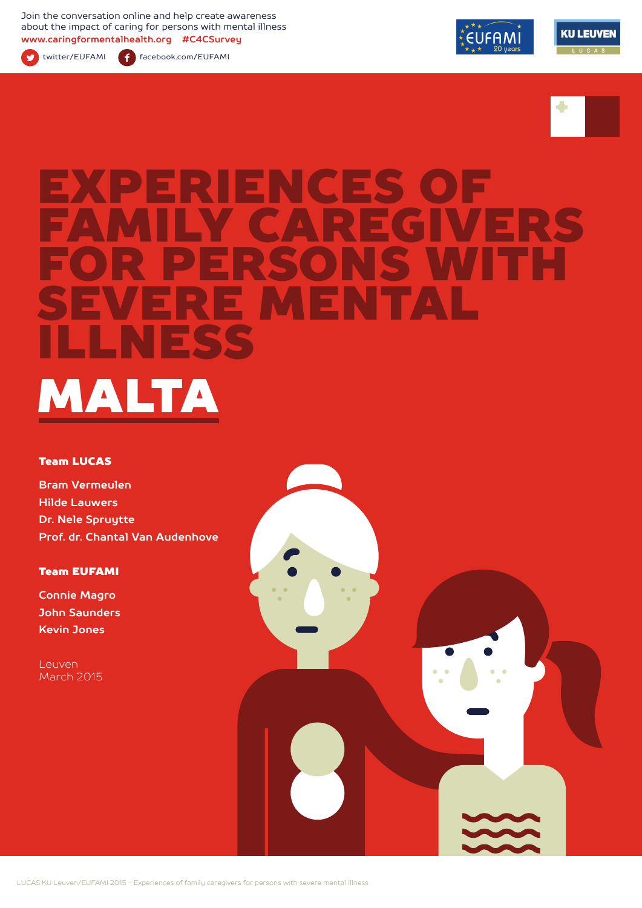Join the conversation online and help create awareness about the impact of caring for persons with mental illness
**www.caringformentalhealth.org #C4CSurvey**

twitter/EUFAMI facebook.com/EUFAMI

# EXPERIENCES OF FAMILY CAREGIVERS FOR PERSONS WITH SEVERE MENTAL ILLNESS

# MALTA

**Team LUCAS**

**Bram Vermeulen**
**Hilde Lauwers**
**Dr. Nele Spruytte**
**Prof. dr. Chantal Van Audenhove**

**Team EUFAMI**

**Connie Magro**
**John Saunders**
**Kevin Jones**

Leuven
March 2015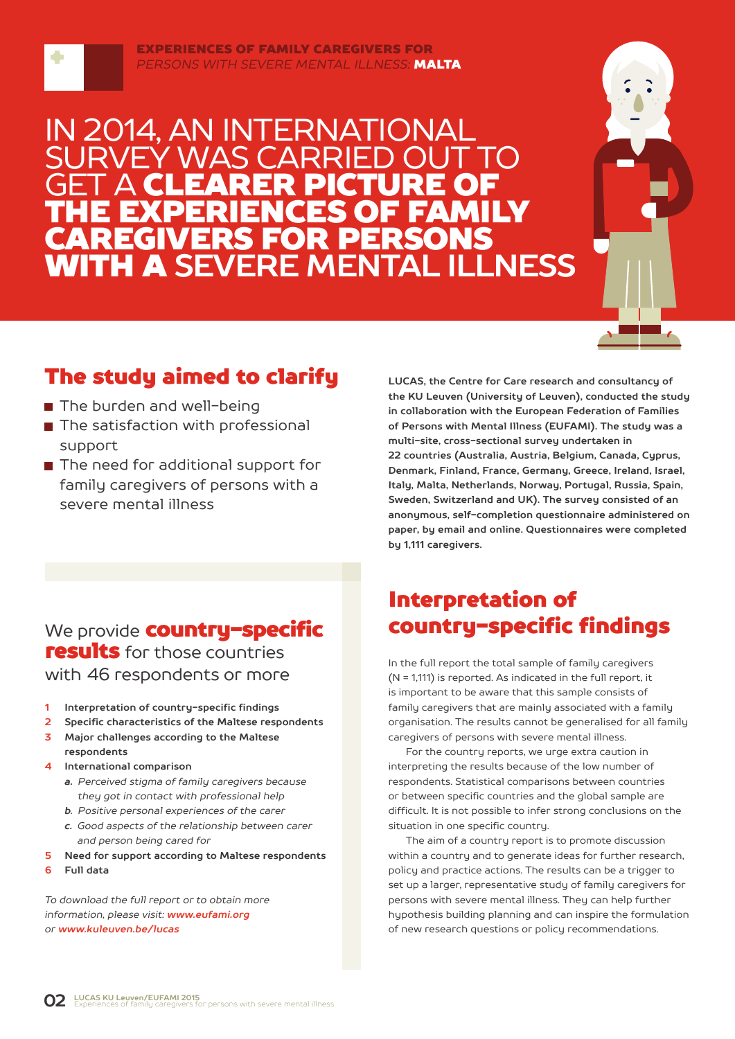**EXPERIENCES OF FAMILY CAREGIVERS FOR**
*PERSONS WITH SEVERE MENTAL ILLNESS:* **MALTA**

# IN 2014, AN INTERNATIONAL SURVEY WAS CARRIED OUT TO GET A **CLEARER PICTURE OF THE EXPERIENCES OF FAMILY CAREGIVERS FOR PERSONS WITH A** SEVERE MENTAL ILLNESS

## The study aimed to clarify

- The burden and well-being
- The satisfaction with professional support
- The need for additional support for family caregivers of persons with a severe mental illness

**LUCAS, the Centre for Care research and consultancy of the KU Leuven (University of Leuven), conducted the study in collaboration with the European Federation of Families of Persons with Mental Illness (EUFAMI). The study was a multi-site, cross-sectional survey undertaken in 22 countries (Australia, Austria, Belgium, Canada, Cyprus, Denmark, Finland, France, Germany, Greece, Ireland, Israel, Italy, Malta, Netherlands, Norway, Portugal, Russia, Spain, Sweden, Switzerland and UK). The survey consisted of an anonymous, self-completion questionnaire administered on paper, by email and online. Questionnaires were completed by 1,111 caregivers.**

We provide **country-specific results** for those countries with 46 respondents or more

1. **Interpretation of country-specific findings**
2. **Specific characteristics of the Maltese respondents**
3. **Major challenges according to the Maltese respondents**
4. **International comparison**
   a. *Perceived stigma of family caregivers because they got in contact with professional help*
   b. *Positive personal experiences of the carer*
   c. *Good aspects of the relationship between carer and person being cared for*
5. **Need for support according to Maltese respondents**
6. **Full data**

*To download the full report or to obtain more information, please visit:* ***www.eufami.org*** *or* ***www.kuleuven.be/lucas***

## Interpretation of country-specific findings

In the full report the total sample of family caregivers (N = 1,111) is reported. As indicated in the full report, it is important to be aware that this sample consists of family caregivers that are mainly associated with a family organisation. The results cannot be generalised for all family caregivers of persons with severe mental illness.

For the country reports, we urge extra caution in interpreting the results because of the low number of respondents. Statistical comparisons between countries or between specific countries and the global sample are difficult. It is not possible to infer strong conclusions on the situation in one specific country.

The aim of a country report is to promote discussion within a country and to generate ideas for further research, policy and practice actions. The results can be a trigger to set up a larger, representative study of family caregivers for persons with severe mental illness. They can help further hypothesis building planning and can inspire the formulation of new research questions or policy recommendations.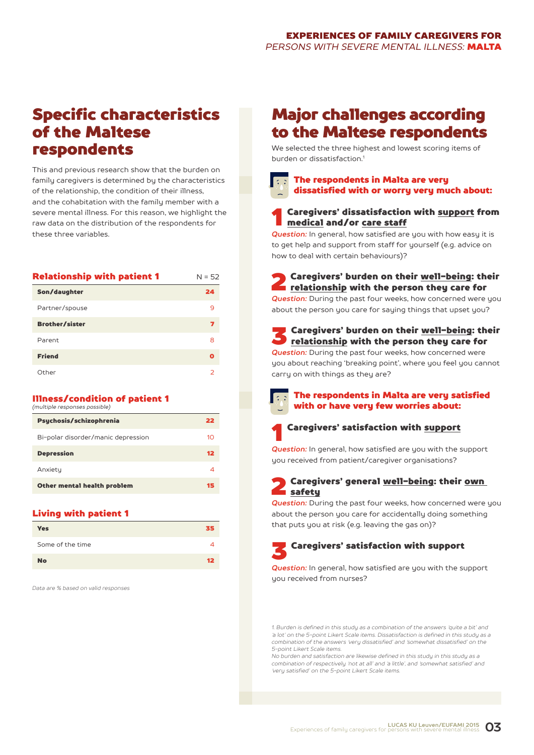## Specific characteristics of the Maltese respondents

This and previous research show that the burden on family caregivers is determined by the characteristics of the relationship, the condition of their illness, and the cohabitation with the family member with a severe mental illness. For this reason, we highlight the raw data on the distribution of the respondents for these three variables.

| Relationship with patient 1 | N = 52 |
|---|---|
| **Son/daughter** | **24** |
| Partner/spouse | 9 |
| **Brother/sister** | **7** |
| Parent | 8 |
| **Friend** | **0** |
| Other | 2 |

| Illness/condition of patient 1 *(multiple responses possible)* | |
|---|---|
| **Psychosis/schizophrenia** | **22** |
| Bi-polar disorder/manic depression | 10 |
| **Depression** | **12** |
| Anxiety | 4 |
| **Other mental health problem** | **15** |

| Living with patient 1 | |
|---|---|
| **Yes** | **35** |
| Some of the time | 4 |
| **No** | **12** |

*Data are % based on valid responses*

## Major challenges according to the Maltese respondents

We selected the three highest and lowest scoring items of burden or dissatisfaction.[1]

### The respondents in Malta are very dissatisfied with or worry very much about:

**1 Caregivers' dissatisfaction with support from medical and/or care staff**

*Question:* In general, how satisfied are you with how easy it is to get help and support from staff for yourself (e.g. advice on how to deal with certain behaviours)?

**2 Caregivers' burden on their well-being: their relationship with the person they care for**

*Question:* During the past four weeks, how concerned were you about the person you care for saying things that upset you?

**3 Caregivers' burden on their well-being: their relationship with the person they care for**

*Question:* During the past four weeks, how concerned were you about reaching 'breaking point', where you feel you cannot carry on with things as they are?

### The respondents in Malta are very satisfied with or have very few worries about:

**1 Caregivers' satisfaction with support**

*Question:* In general, how satisfied are you with the support you received from patient/caregiver organisations?

**2 Caregivers' general well-being: their own safety**

*Question:* During the past four weeks, how concerned were you about the person you care for accidentally doing something that puts you at risk (e.g. leaving the gas on)?

**3 Caregivers' satisfaction with support**

*Question:* In general, how satisfied are you with the support you received from nurses?

*1. Burden is defined in this study as a combination of the answers 'quite a bit' and 'a lot' on the 5-point Likert Scale items. Dissatisfaction is defined in this study as a combination of the answers 'very dissatisfied' and 'somewhat dissatisfied' on the 5-point Likert Scale items.*
*No burden and satisfaction are likewise defined in this study in this study as a combination of respectively 'not at all' and 'a little', and 'somewhat satisfied' and 'very satisfied' on the 5-point Likert Scale items.*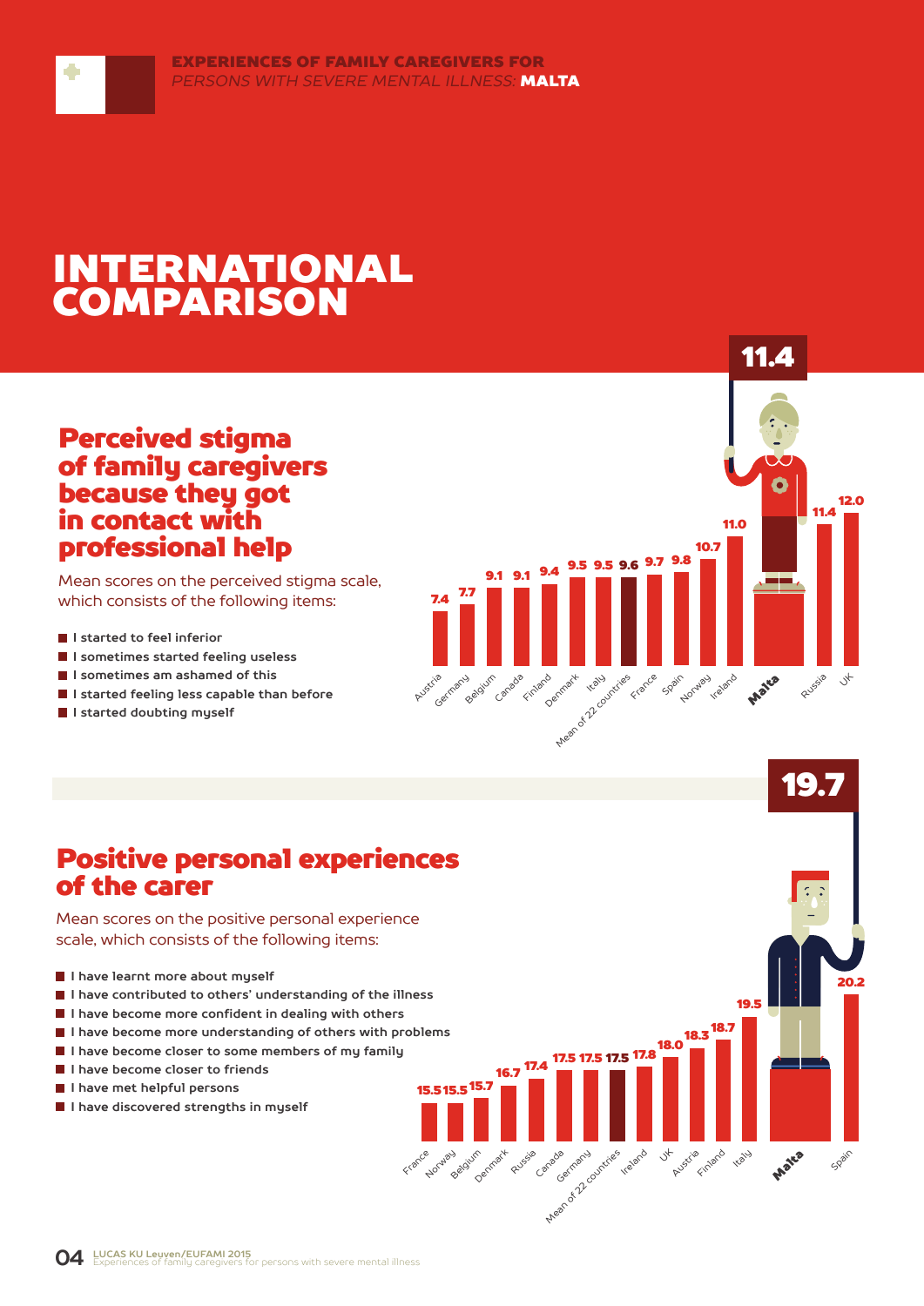# INTERNATIONAL COMPARISON

## Perceived stigma of family caregivers because they got in contact with professional help

Mean scores on the perceived stigma scale, which consists of the following items:

- I started to feel inferior
- I sometimes started feeling useless
- I sometimes am ashamed of this
- I started feeling less capable than before
- I started doubting myself

| Country | Score |
|---|---|
| Austria | 7.4 |
| Germany | 7.7 |
| Belgium | 9.1 |
| Canada | 9.1 |
| Finland | 9.4 |
| Denmark | 9.5 |
| Italy | 9.5 |
| Mean of 22 countries | 9.6 |
| France | 9.7 |
| Spain | 9.8 |
| Norway | 10.7 |
| Ireland | 11.0 |
| **Malta** | **11.4** |
| Russia | 11.4 |
| UK | 12.0 |

## Positive personal experiences of the carer

Mean scores on the positive personal experience scale, which consists of the following items:

- I have learnt more about myself
- I have contributed to others' understanding of the illness
- I have become more confident in dealing with others
- I have become more understanding of others with problems
- I have become closer to some members of my family
- I have become closer to friends
- I have met helpful persons
- I have discovered strengths in myself

| Country | Score |
|---|---|
| France | 15.5 |
| Norway | 15.5 |
| Belgium | 15.7 |
| Denmark | 16.7 |
| Russia | 17.4 |
| Canada | 17.5 |
| Germany | 17.5 |
| Mean of 22 countries | 17.5 |
| Ireland | 17.8 |
| UK | 18.0 |
| Austria | 18.3 |
| Finland | 18.7 |
| Italy | 19.5 |
| **Malta** | **19.7** |
| Spain | 20.2 |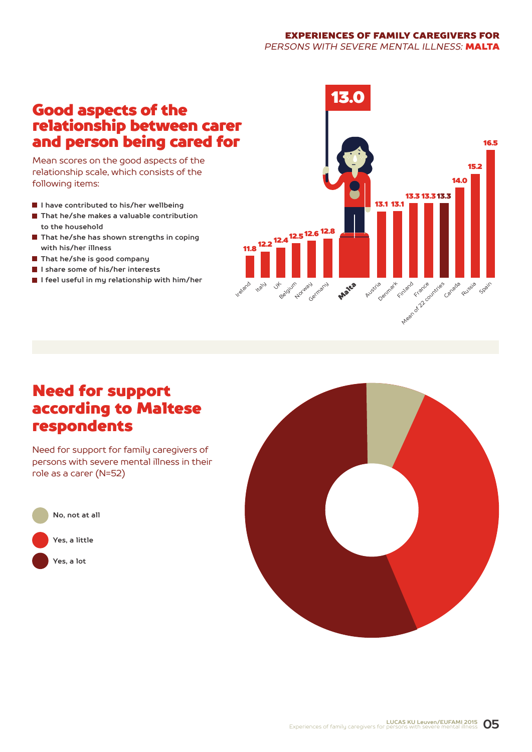## Good aspects of the relationship between carer and person being cared for

Mean scores on the good aspects of the relationship scale, which consists of the following items:

- I have contributed to his/her wellbeing
- That he/she makes a valuable contribution to the household
- That he/she has shown strengths in coping with his/her illness
- That he/she is good company
- I share some of his/her interests
- I feel useful in my relationship with him/her

| Country | Mean score |
|---|---|
| Ireland | 11.8 |
| Italy | 12.2 |
| UK | 12.4 |
| Belgium | 12.5 |
| Norway | 12.6 |
| Germany | 12.8 |
| **Malta** | **13.0** |
| Austria | 13.1 |
| Denmark | 13.1 |
| Finland | 13.3 |
| France | 13.3 |
| Mean of 22 countries | 13.3 |
| Canada | 14.0 |
| Russia | 15.2 |
| Spain | 16.5 |

## Need for support according to Maltese respondents

Need for support for family caregivers of persons with severe mental illness in their role as a carer (N=52)

- No, not at all
- Yes, a little
- Yes, a lot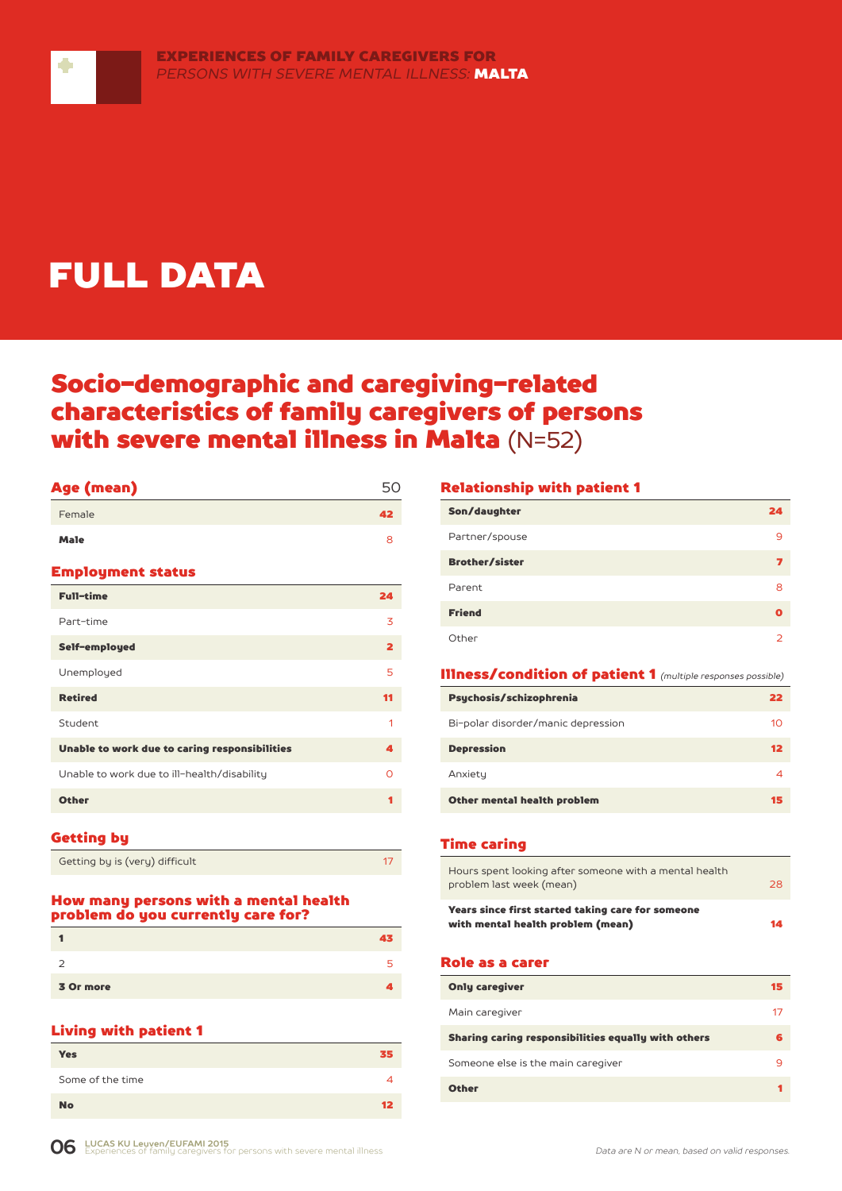# FULL DATA

## Socio-demographic and caregiving-related characteristics of family caregivers of persons with severe mental illness in Malta (N=52)

### Age (mean)

| Age (mean) | 50 |
|---|---|
| Female | 42 |
| Male | 8 |

### Employment status

| Employment status | |
|---|---|
| Full-time | 24 |
| Part-time | 3 |
| Self-employed | 2 |
| Unemployed | 5 |
| Retired | 11 |
| Student | 1 |
| Unable to work due to caring responsibilities | 4 |
| Unable to work due to ill-health/disability | 0 |
| Other | 1 |

### Getting by

| Getting by | |
|---|---|
| Getting by is (very) difficult | 17 |

### How many persons with a mental health problem do you currently care for?

| Number of persons | |
|---|---|
| 1 | 43 |
| 2 | 5 |
| 3 Or more | 4 |

### Living with patient 1

| Living with patient 1 | |
|---|---|
| Yes | 35 |
| Some of the time | 4 |
| No | 12 |

### Relationship with patient 1

| Relationship with patient 1 | |
|---|---|
| Son/daughter | 24 |
| Partner/spouse | 9 |
| Brother/sister | 7 |
| Parent | 8 |
| Friend | 0 |
| Other | 2 |

### Illness/condition of patient 1 *(multiple responses possible)*

| Illness/condition of patient 1 | |
|---|---|
| Psychosis/schizophrenia | 22 |
| Bi-polar disorder/manic depression | 10 |
| Depression | 12 |
| Anxiety | 4 |
| Other mental health problem | 15 |

### Time caring

| Time caring | |
|---|---|
| Hours spent looking after someone with a mental health problem last week (mean) | 28 |
| Years since first started taking care for someone with mental health problem (mean) | 14 |

### Role as a carer

| Role as a carer | |
|---|---|
| Only caregiver | 15 |
| Main caregiver | 17 |
| Sharing caring responsibilities equally with others | 6 |
| Someone else is the main caregiver | 9 |
| Other | 1 |

*Data are N or mean, based on valid responses.*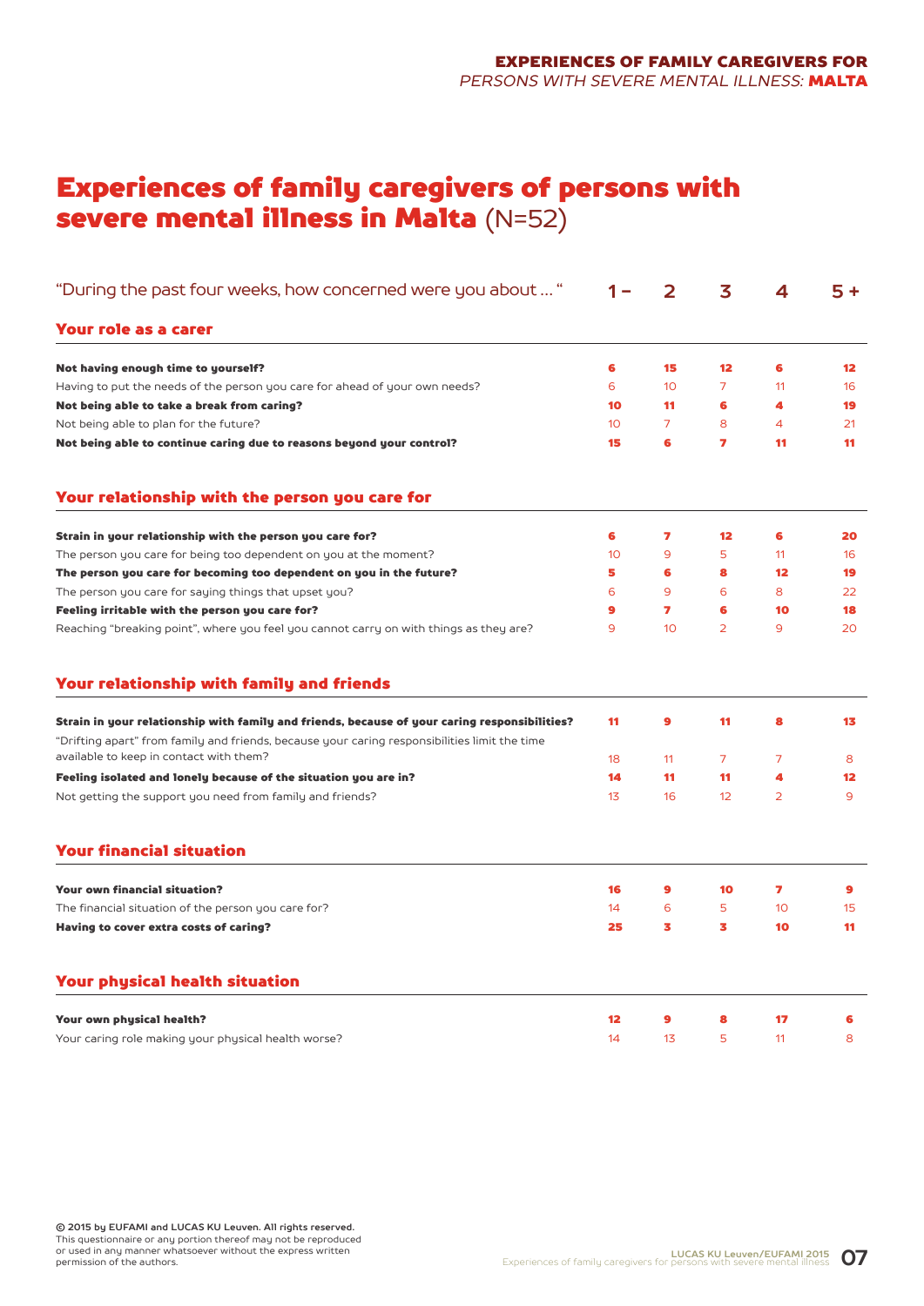# Experiences of family caregivers of persons with severe mental illness in Malta (N=52)

| "During the past four weeks, how concerned were you about … " | 1 – | 2 | 3 | 4 | 5 + |
|---|---|---|---|---|---|
| **Your role as a carer** | | | | | |
| **Not having enough time to yourself?** | **6** | **15** | **12** | **6** | **12** |
| Having to put the needs of the person you care for ahead of your own needs? | 6 | 10 | 7 | 11 | 16 |
| **Not being able to take a break from caring?** | **10** | **11** | **6** | **4** | **19** |
| Not being able to plan for the future? | 10 | 7 | 8 | 4 | 21 |
| **Not being able to continue caring due to reasons beyond your control?** | **15** | **6** | **7** | **11** | **11** |
| **Your relationship with the person you care for** | | | | | |
| **Strain in your relationship with the person you care for?** | **6** | **7** | **12** | **6** | **20** |
| The person you care for being too dependent on you at the moment? | 10 | 9 | 5 | 11 | 16 |
| **The person you care for becoming too dependent on you in the future?** | **5** | **6** | **8** | **12** | **19** |
| The person you care for saying things that upset you? | 6 | 9 | 6 | 8 | 22 |
| **Feeling irritable with the person you care for?** | **9** | **7** | **6** | **10** | **18** |
| Reaching "breaking point", where you feel you cannot carry on with things as they are? | 9 | 10 | 2 | 9 | 20 |
| **Your relationship with family and friends** | | | | | |
| **Strain in your relationship with family and friends, because of your caring responsibilities?** | **11** | **9** | **11** | **8** | **13** |
| "Drifting apart" from family and friends, because your caring responsibilities limit the time available to keep in contact with them? | 18 | 11 | 7 | 7 | 8 |
| **Feeling isolated and lonely because of the situation you are in?** | **14** | **11** | **11** | **4** | **12** |
| Not getting the support you need from family and friends? | 13 | 16 | 12 | 2 | 9 |
| **Your financial situation** | | | | | |
| **Your own financial situation?** | **16** | **9** | **10** | **7** | **9** |
| The financial situation of the person you care for? | 14 | 6 | 5 | 10 | 15 |
| **Having to cover extra costs of caring?** | **25** | **3** | **3** | **10** | **11** |
| **Your physical health situation** | | | | | |
| **Your own physical health?** | **12** | **9** | **8** | **17** | **6** |
| Your caring role making your physical health worse? | 14 | 13 | 5 | 11 | 8 |

**© 2015 by EUFAMI and LUCAS KU Leuven. All rights reserved.**
This questionnaire or any portion thereof may not be reproduced or used in any manner whatsoever without the express written permission of the authors.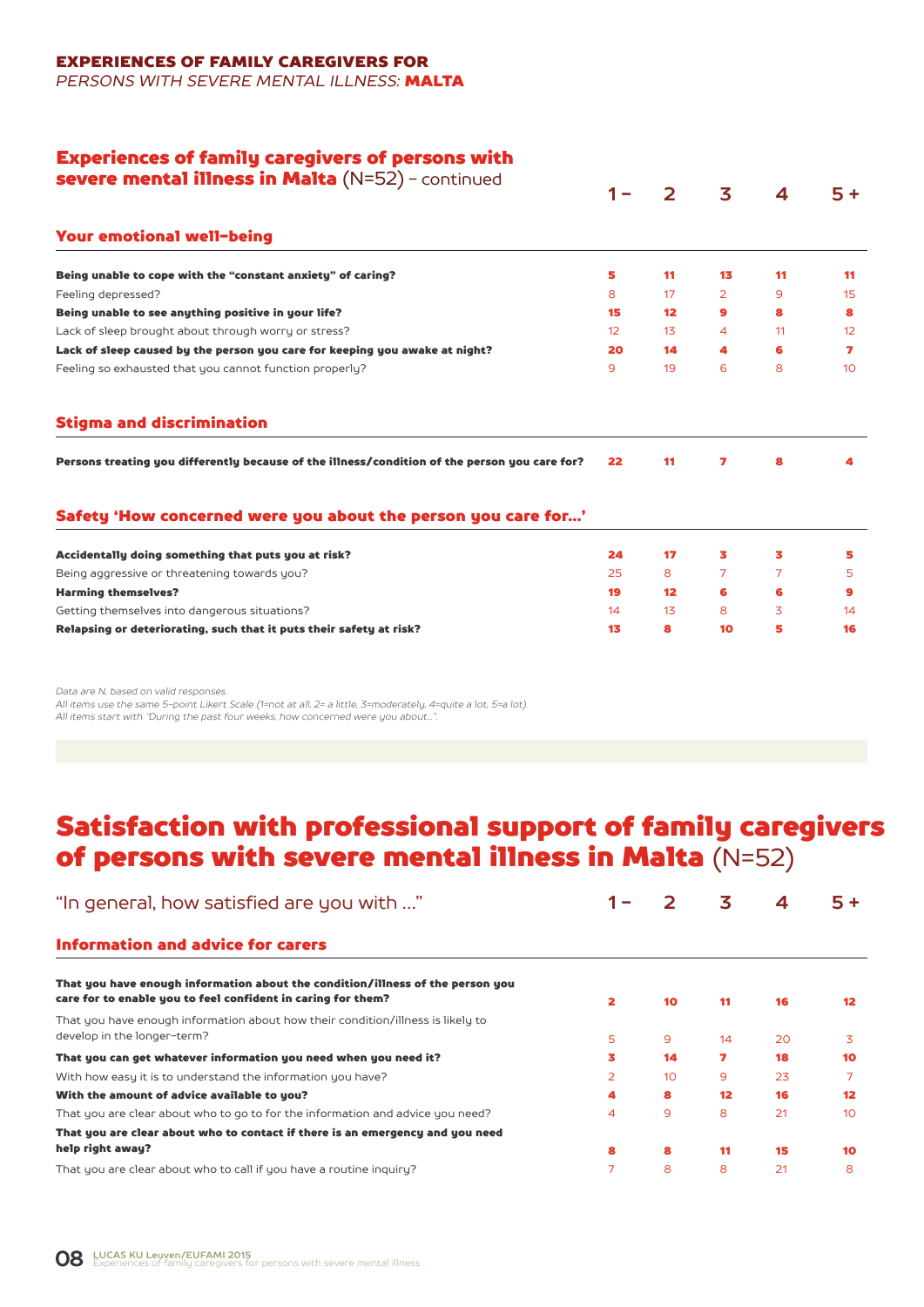**EXPERIENCES OF FAMILY CAREGIVERS FOR**
*PERSONS WITH SEVERE MENTAL ILLNESS:* **MALTA**

## Experiences of family caregivers of persons with severe mental illness in Malta (N=52) – continued

| | 1 – | 2 | 3 | 4 | 5 + |
|---|---|---|---|---|---|
| **Your emotional well-being** | | | | | |
| **Being unable to cope with the "constant anxiety" of caring?** | 5 | 11 | 13 | 11 | 11 |
| Feeling depressed? | 8 | 17 | 2 | 9 | 15 |
| **Being unable to see anything positive in your life?** | 15 | 12 | 9 | 8 | 8 |
| Lack of sleep brought about through worry or stress? | 12 | 13 | 4 | 11 | 12 |
| **Lack of sleep caused by the person you care for keeping you awake at night?** | 20 | 14 | 4 | 6 | 7 |
| Feeling so exhausted that you cannot function properly? | 9 | 19 | 6 | 8 | 10 |
| **Stigma and discrimination** | | | | | |
| **Persons treating you differently because of the illness/condition of the person you care for?** | 22 | 11 | 7 | 8 | 4 |
| **Safety 'How concerned were you about the person you care for…'** | | | | | |
| **Accidentally doing something that puts you at risk?** | 24 | 17 | 3 | 3 | 5 |
| Being aggressive or threatening towards you? | 25 | 8 | 7 | 7 | 5 |
| **Harming themselves?** | 19 | 12 | 6 | 6 | 9 |
| Getting themselves into dangerous situations? | 14 | 13 | 8 | 3 | 14 |
| **Relapsing or deteriorating, such that it puts their safety at risk?** | 13 | 8 | 10 | 5 | 16 |

*Data are N, based on valid responses.*
*All items use the same 5-point Likert Scale (1=not at all, 2= a little, 3=moderately, 4=quite a lot, 5=a lot).*
*All items start with "During the past four weeks, how concerned were you about…".*

## Satisfaction with professional support of family caregivers of persons with severe mental illness in Malta (N=52)

| "In general, how satisfied are you with …" | 1 – | 2 | 3 | 4 | 5 + |
|---|---|---|---|---|---|
| **Information and advice for carers** | | | | | |
| **That you have enough information about the condition/illness of the person you care for to enable you to feel confident in caring for them?** | 2 | 10 | 11 | 16 | 12 |
| That you have enough information about how their condition/illness is likely to develop in the longer-term? | 5 | 9 | 14 | 20 | 3 |
| **That you can get whatever information you need when you need it?** | 3 | 14 | 7 | 18 | 10 |
| With how easy it is to understand the information you have? | 2 | 10 | 9 | 23 | 7 |
| **With the amount of advice available to you?** | 4 | 8 | 12 | 16 | 12 |
| That you are clear about who to go to for the information and advice you need? | 4 | 9 | 8 | 21 | 10 |
| **That you are clear about who to contact if there is an emergency and you need help right away?** | 8 | 8 | 11 | 15 | 10 |
| That you are clear about who to call if you have a routine inquiry? | 7 | 8 | 8 | 21 | 8 |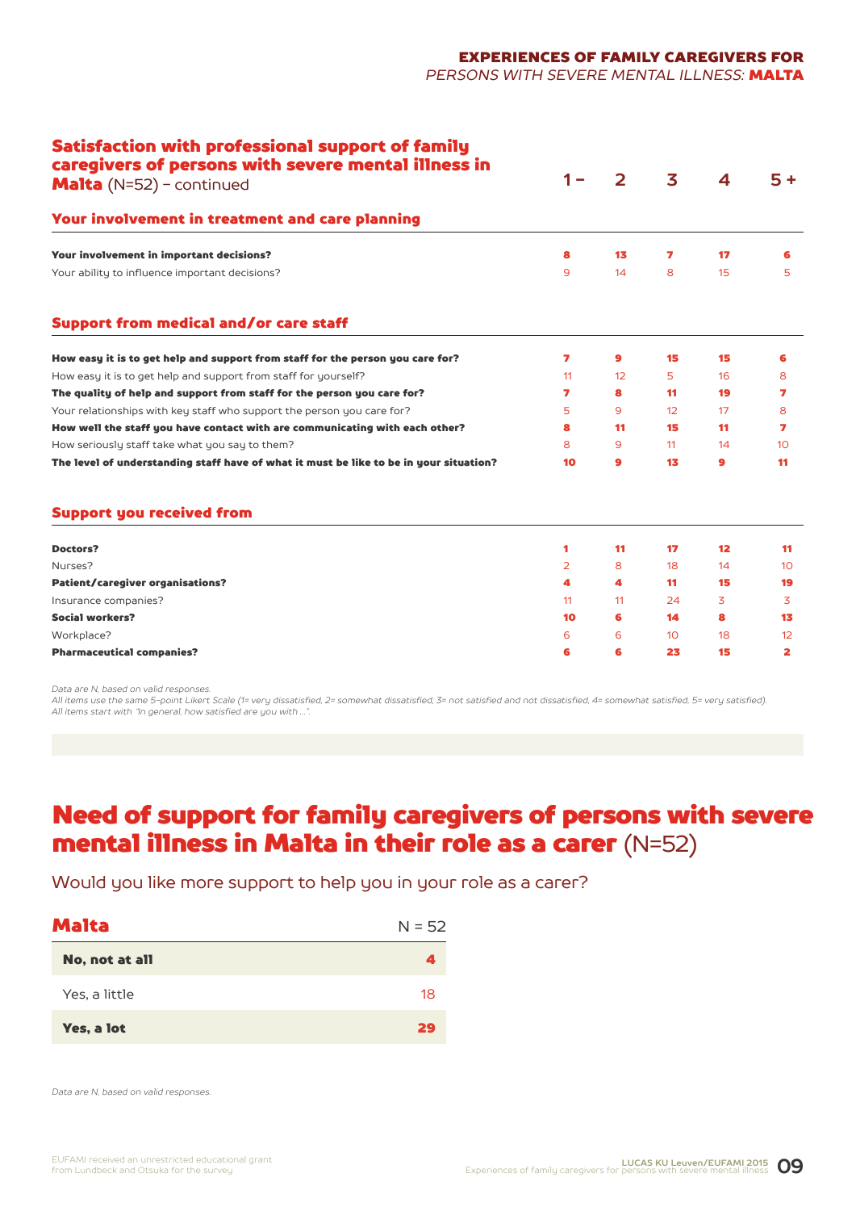## Satisfaction with professional support of family caregivers of persons with severe mental illness in Malta (N=52) – continued

| | 1 – | 2 | 3 | 4 | 5 + |
|---|---|---|---|---|---|
| **Your involvement in treatment and care planning** | | | | | |
| **Your involvement in important decisions?** | **8** | **13** | **7** | **17** | **6** |
| Your ability to influence important decisions? | 9 | 14 | 8 | 15 | 5 |
| **Support from medical and/or care staff** | | | | | |
| **How easy it is to get help and support from staff for the person you care for?** | **7** | **9** | **15** | **15** | **6** |
| How easy it is to get help and support from staff for yourself? | 11 | 12 | 5 | 16 | 8 |
| **The quality of help and support from staff for the person you care for?** | **7** | **8** | **11** | **19** | **7** |
| Your relationships with key staff who support the person you care for? | 5 | 9 | 12 | 17 | 8 |
| **How well the staff you have contact with are communicating with each other?** | **8** | **11** | **15** | **11** | **7** |
| How seriously staff take what you say to them? | 8 | 9 | 11 | 14 | 10 |
| **The level of understanding staff have of what it must be like to be in your situation?** | **10** | **9** | **13** | **9** | **11** |
| **Support you received from** | | | | | |
| **Doctors?** | **1** | **11** | **17** | **12** | **11** |
| Nurses? | 2 | 8 | 18 | 14 | 10 |
| **Patient/caregiver organisations?** | **4** | **4** | **11** | **15** | **19** |
| Insurance companies? | 11 | 11 | 24 | 3 | 3 |
| **Social workers?** | **10** | **6** | **14** | **8** | **13** |
| Workplace? | 6 | 6 | 10 | 18 | 12 |
| **Pharmaceutical companies?** | **6** | **6** | **23** | **15** | **2** |

*Data are N, based on valid responses.*
*All items use the same 5-point Likert Scale (1= very dissatisfied, 2= somewhat dissatisfied, 3= not satisfied and not dissatisfied, 4= somewhat satisfied, 5= very satisfied).*
*All items start with "In general, how satisfied are you with ...".*

# Need of support for family caregivers of persons with severe mental illness in Malta in their role as a carer (N=52)

Would you like more support to help you in your role as a carer?

| Malta | N = 52 |
|---|---|
| **No, not at all** | **4** |
| Yes, a little | 18 |
| **Yes, a lot** | **29** |

*Data are N, based on valid responses.*

EUFAMI received an unrestricted educational grant from Lundbeck and Otsuka for the survey